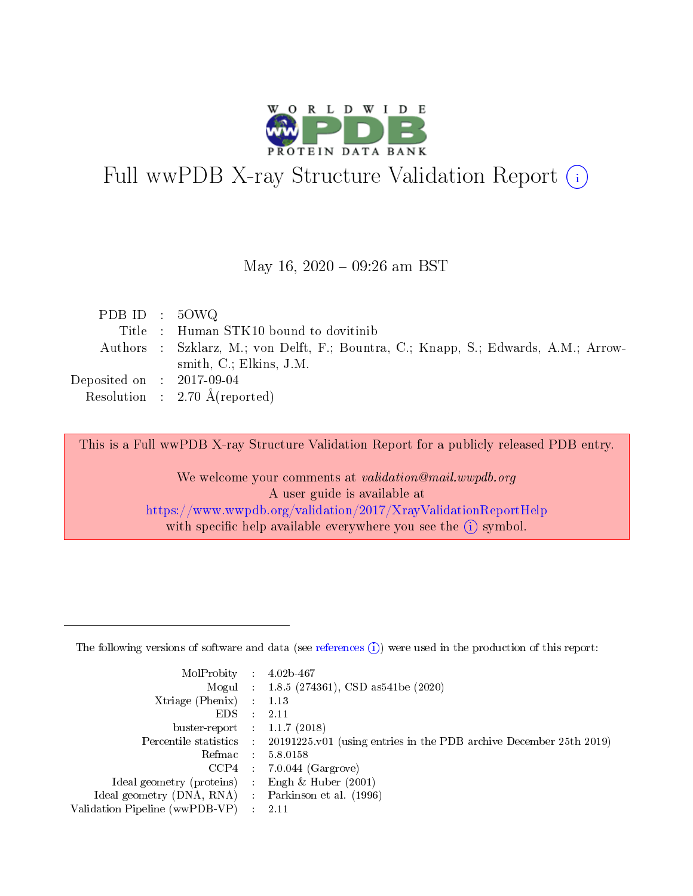# Full wwPDB X-ray Structure Validation Report (i)

May 16, 2020 – 09:26 am BST

| | | |
|---|---|---|
| PDB ID | : | 5OWQ |
| Title | : | Human STK10 bound to dovitinib |
| Authors | : | Szklarz, M.; von Delft, F.; Bountra, C.; Knapp, S.; Edwards, A.M.; Arrowsmith, C.; Elkins, J.M. |
| Deposited on | : | 2017-09-04 |
| Resolution | : | 2.70 Å(reported) |

This is a Full wwPDB X-ray Structure Validation Report for a publicly released PDB entry.

We welcome your comments at *validation@mail.wwpdb.org*
A user guide is available at
https://www.wwpdb.org/validation/2017/XrayValidationReportHelp
with specific help available everywhere you see the (i) symbol.

---

The following versions of software and data (see references (i)) were used in the production of this report:

| | | |
|---|---|---|
| MolProbity | : | 4.02b-467 |
| Mogul | : | 1.8.5 (274361), CSD as541be (2020) |
| Xtriage (Phenix) | : | 1.13 |
| EDS | : | 2.11 |
| buster-report | : | 1.1.7 (2018) |
| Percentile statistics | : | 20191225.v01 (using entries in the PDB archive December 25th 2019) |
| Refmac | : | 5.8.0158 |
| CCP4 | : | 7.0.044 (Gargrove) |
| Ideal geometry (proteins) | : | Engh & Huber (2001) |
| Ideal geometry (DNA, RNA) | : | Parkinson et al. (1996) |
| Validation Pipeline (wwPDB-VP) | : | 2.11 |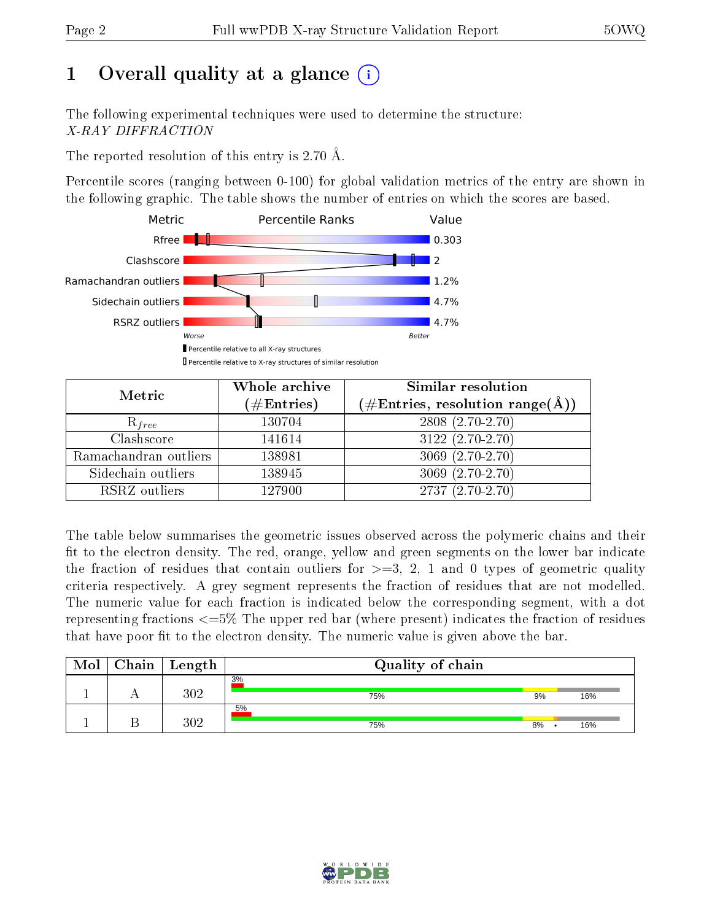# 1 Overall quality at a glance

The following experimental techniques were used to determine the structure:
*X-RAY DIFFRACTION*

The reported resolution of this entry is 2.70 Å.

Percentile scores (ranging between 0-100) for global validation metrics of the entry are shown in the following graphic. The table shows the number of entries on which the scores are based.

| Metric | Value |
|---|---|
| Rfree | 0.303 |
| Clashscore | 2 |
| Ramachandran outliers | 1.2% |
| Sidechain outliers | 4.7% |
| RSRZ outliers | 4.7% |

Worse — Better

▮ Percentile relative to all X-ray structures
▯ Percentile relative to X-ray structures of similar resolution

| Metric | Whole archive (#Entries) | Similar resolution (#Entries, resolution range(Å)) |
|---|---|---|
| $R_{free}$ | 130704 | 2808 (2.70-2.70) |
| Clashscore | 141614 | 3122 (2.70-2.70) |
| Ramachandran outliers | 138981 | 3069 (2.70-2.70) |
| Sidechain outliers | 138945 | 3069 (2.70-2.70) |
| RSRZ outliers | 127900 | 2737 (2.70-2.70) |

The table below summarises the geometric issues observed across the polymeric chains and their fit to the electron density. The red, orange, yellow and green segments on the lower bar indicate the fraction of residues that contain outliers for >=3, 2, 1 and 0 types of geometric quality criteria respectively. A grey segment represents the fraction of residues that are not modelled. The numeric value for each fraction is indicated below the corresponding segment, with a dot representing fractions <=5% The upper red bar (where present) indicates the fraction of residues that have poor fit to the electron density. The numeric value is given above the bar.

| Mol | Chain | Length | Quality of chain |
|---|---|---|---|
| 1 | A | 302 | 3% ; 75% , 9% , 16% |
| 1 | B | 302 | 5% ; 75% , 8% , • , 16% |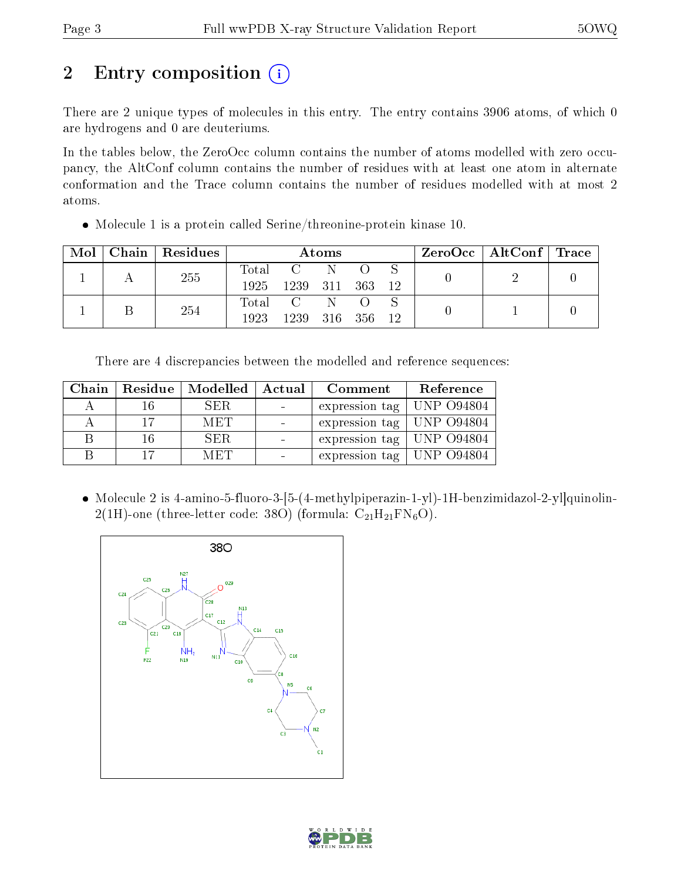# 2 Entry composition

There are 2 unique types of molecules in this entry. The entry contains 3906 atoms, of which 0 are hydrogens and 0 are deuteriums.

In the tables below, the ZeroOcc column contains the number of atoms modelled with zero occupancy, the AltConf column contains the number of residues with at least one atom in alternate conformation and the Trace column contains the number of residues modelled with at most 2 atoms.

- Molecule 1 is a protein called Serine/threonine-protein kinase 10.

| Mol | Chain | Residues | Atoms | | | | | ZeroOcc | AltConf | Trace |
|---|---|---|---|---|---|---|---|---|---|---|
| 1 | A | 255 | Total | C | N | O | S | 0 | 2 | 0 |
| | | | 1925 | 1239 | 311 | 363 | 12 | | | |
| 1 | B | 254 | Total | C | N | O | S | 0 | 1 | 0 |
| | | | 1923 | 1239 | 316 | 356 | 12 | | | |

There are 4 discrepancies between the modelled and reference sequences:

| Chain | Residue | Modelled | Actual | Comment | Reference |
|---|---|---|---|---|---|
| A | 16 | SER | - | expression tag | UNP O94804 |
| A | 17 | MET | - | expression tag | UNP O94804 |
| B | 16 | SER | - | expression tag | UNP O94804 |
| B | 17 | MET | - | expression tag | UNP O94804 |

- Molecule 2 is 4-amino-5-fluoro-3-[5-(4-methylpiperazin-1-yl)-1H-benzimidazol-2-yl]quinolin-2(1H)-one (three-letter code: 38O) (formula: $C_{21}H_{21}FN_6O$).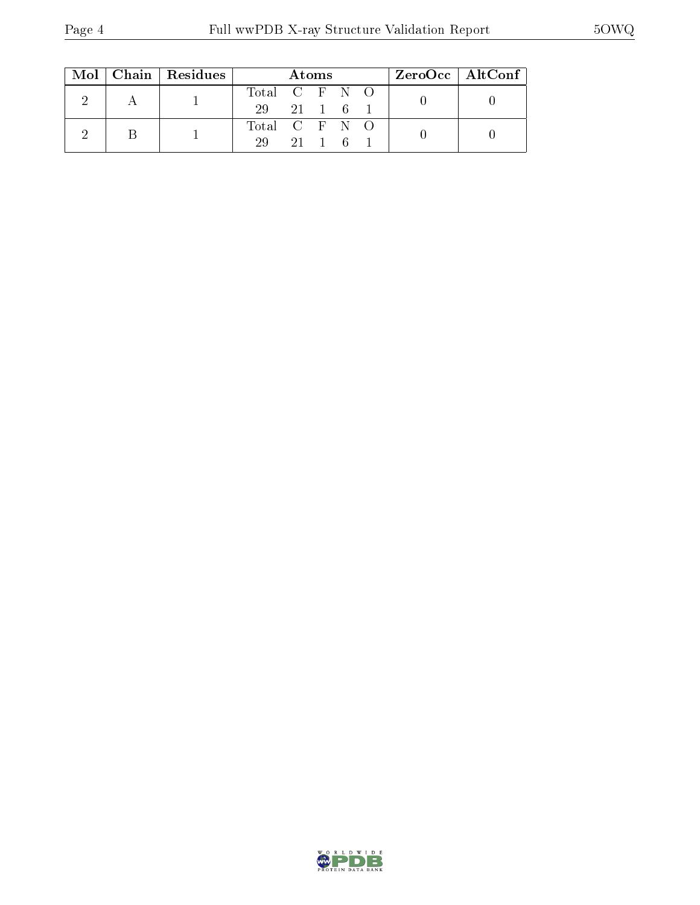| Mol | Chain | Residues | Atoms | | | | | ZeroOcc | AltConf |
|---|---|---|---|---|---|---|---|---|---|
| 2 | A | 1 | Total<br>29 | C<br>21 | F<br>1 | N<br>6 | O<br>1 | 0 | 0 |
| 2 | B | 1 | Total<br>29 | C<br>21 | F<br>1 | N<br>6 | O<br>1 | 0 | 0 |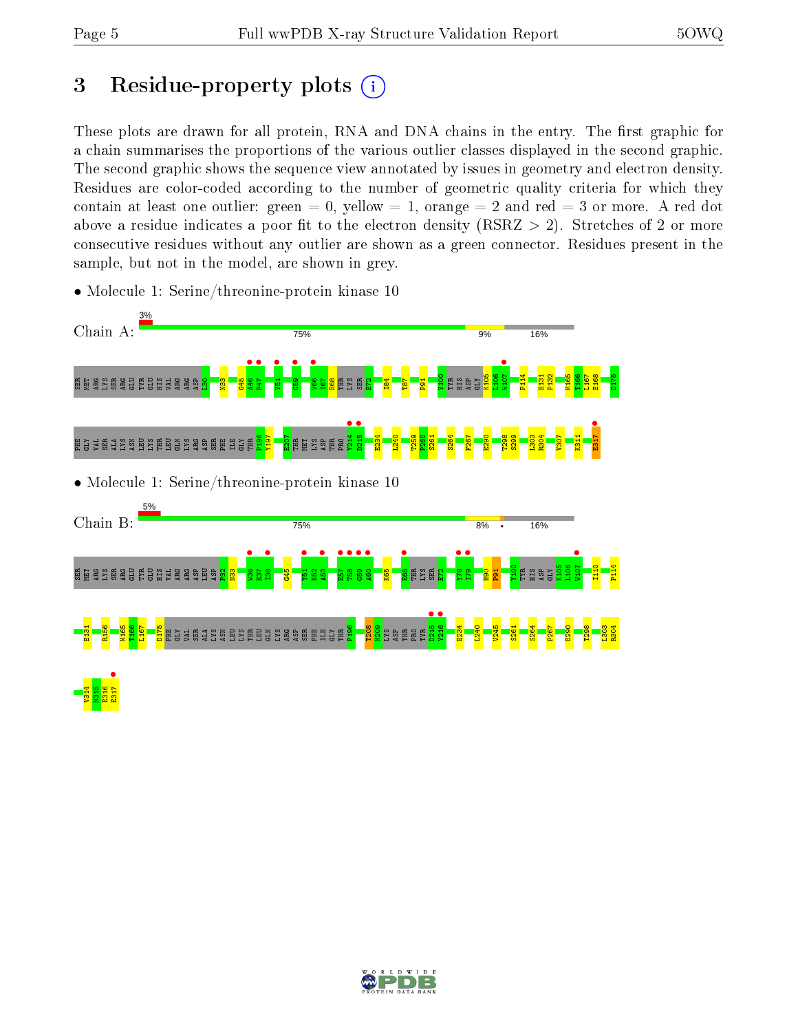# 3 Residue-property plots

These plots are drawn for all protein, RNA and DNA chains in the entry. The first graphic for a chain summarises the proportions of the various outlier classes displayed in the second graphic. The second graphic shows the sequence view annotated by issues in geometry and electron density. Residues are color-coded according to the number of geometric quality criteria for which they contain at least one outlier: green = 0, yellow = 1, orange = 2 and red = 3 or more. A red dot above a residue indicates a poor fit to the electron density (RSRZ > 2). Stretches of 2 or more consecutive residues without any outlier are shown as a green connector. Residues present in the sample, but not in the model, are shown in grey.

- Molecule 1: Serine/threonine-protein kinase 10

Chain A: 3% | 75% | 9% | 16%

SER MET ARG LYS SER ARG GLU TYR GLU HIS VAL ARG ARG ASP L30 N33 G45 A46 P47 Y51 G59 V66 I67 E68 THR LYS SER E72 I84 T87 P91 Y100 TYR HIS ASP GLY K105 L106 W107 P114 E131 P132 M165 T166 L167 E168 D175

PHE GLY VAL SER ALA LYS ASN LEU LYS THR LEU GLN LYS ARG ASP SER PHE ILE GLY THR P196 Y197 E207 THR MET LYS ASP THR PRO Y214 D215 E234 L240 T259 P260 S261 S264 F267 E290 T298 S299 L303 R304 V307 K311 E317

- Molecule 1: Serine/threonine-protein kinase 10

Chain B: 5% | 75% | 8% | • | 16%

SER MET ARG LYS SER ARG GLU TYR GLU HIS VAL ARG ARG ASP LEU ASP P32 N33 W36 E37 I38 G45 Y51 K52 A53 E57 T58 G59 A60 K65 E68 THR LYS SER E72 Y78 I79 H90 P91 Y100 TYR HIS ASP GLY K105 L106 W107 I110 P114

E131 R156 M165 T166 L167 D175 PHE GLY VAL SER ALA LYS ASN LEU LYS THR LEU GLN LYS ARG ASP SER PHE ILE GLY THR P196 T208 M209 LYS ASP THR PRO TYR D215 Y216 E234 L240 V245 S261 S264 F267 E290 T298 L303 R304

V314 M315 E316 E317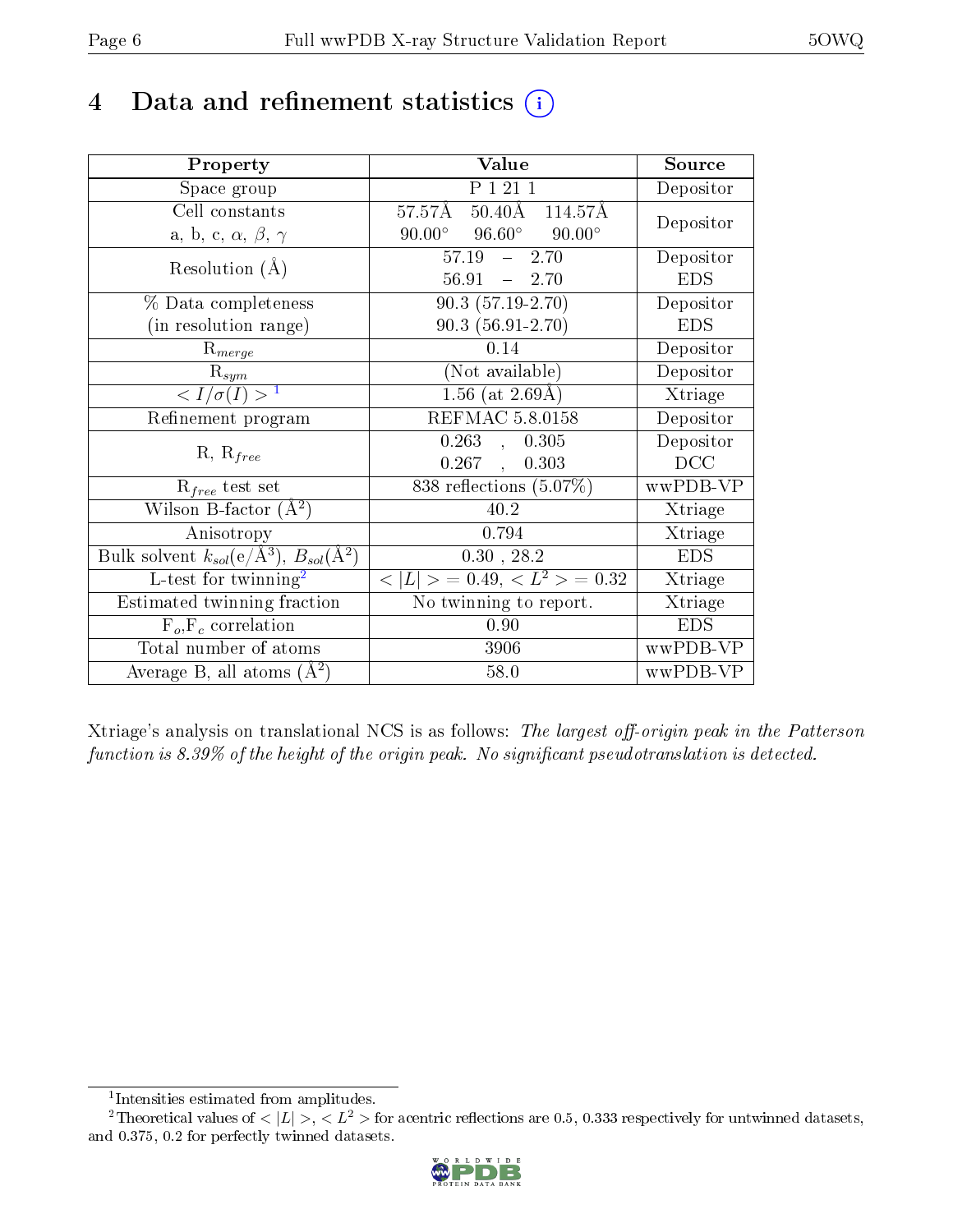# 4 Data and refinement statistics

| Property | Value | Source |
|---|---|---|
| Space group | P 1 21 1 | Depositor |
| Cell constants<br>a, b, c, $\alpha$, $\beta$, $\gamma$ | 57.57Å 50.40Å 114.57Å<br>90.00° 96.60° 90.00° | Depositor |
| Resolution (Å) | 57.19 – 2.70<br>56.91 – 2.70 | Depositor<br>EDS |
| % Data completeness<br>(in resolution range) | 90.3 (57.19-2.70)<br>90.3 (56.91-2.70) | Depositor<br>EDS |
| $R_{merge}$ | 0.14 | Depositor |
| $R_{sym}$ | (Not available) | Depositor |
| $< I/\sigma(I) >$ [1] | 1.56 (at 2.69Å) | Xtriage |
| Refinement program | REFMAC 5.8.0158 | Depositor |
| R, $R_{free}$ | 0.263 , 0.305<br>0.267 , 0.303 | Depositor<br>DCC |
| $R_{free}$ test set | 838 reflections (5.07%) | wwPDB-VP |
| Wilson B-factor (Å$^2$) | 40.2 | Xtriage |
| Anisotropy | 0.794 | Xtriage |
| Bulk solvent $k_{sol}$(e/Å$^3$), $B_{sol}$(Å$^2$) | 0.30 , 28.2 | EDS |
| L-test for twinning[2] | $< \|L\| >$ = 0.49, $< L^2 >$ = 0.32 | Xtriage |
| Estimated twinning fraction | No twinning to report. | Xtriage |
| $F_o$,$F_c$ correlation | 0.90 | EDS |
| Total number of atoms | 3906 | wwPDB-VP |
| Average B, all atoms (Å$^2$) | 58.0 | wwPDB-VP |

Xtriage's analysis on translational NCS is as follows: *The largest off-origin peak in the Patterson function is 8.39% of the height of the origin peak. No significant pseudotranslation is detected.*

[1] Intensities estimated from amplitudes.

[2] Theoretical values of $< |L| >$, $< L^2 >$ for acentric reflections are 0.5, 0.333 respectively for untwinned datasets, and 0.375, 0.2 for perfectly twinned datasets.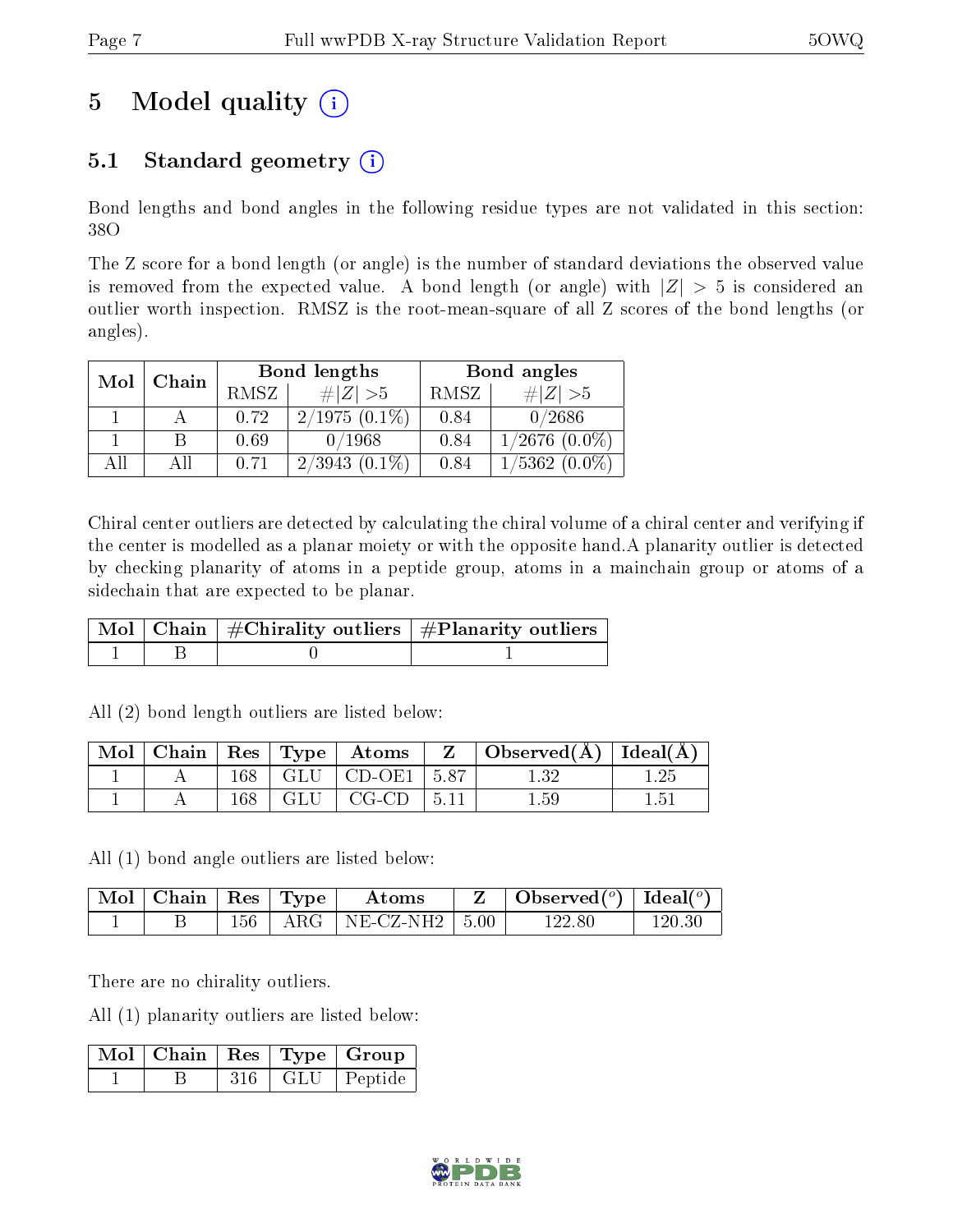# 5 Model quality

## 5.1 Standard geometry

Bond lengths and bond angles in the following residue types are not validated in this section: 38O

The Z score for a bond length (or angle) is the number of standard deviations the observed value is removed from the expected value. A bond length (or angle) with $|Z| > 5$ is considered an outlier worth inspection. RMSZ is the root-mean-square of all Z scores of the bond lengths (or angles).

| Mol | Chain | Bond lengths | | Bond angles | |
|---|---|---|---|---|---|
| | | RMSZ | #\|Z\| >5 | RMSZ | #\|Z\| >5 |
| 1 | A | 0.72 | 2/1975 (0.1%) | 0.84 | 0/2686 |
| 1 | B | 0.69 | 0/1968 | 0.84 | 1/2676 (0.0%) |
| All | All | 0.71 | 2/3943 (0.1%) | 0.84 | 1/5362 (0.0%) |

Chiral center outliers are detected by calculating the chiral volume of a chiral center and verifying if the center is modelled as a planar moiety or with the opposite hand.A planarity outlier is detected by checking planarity of atoms in a peptide group, atoms in a mainchain group or atoms of a sidechain that are expected to be planar.

| Mol | Chain | #Chirality outliers | #Planarity outliers |
|---|---|---|---|
| 1 | B | 0 | 1 |

All (2) bond length outliers are listed below:

| Mol | Chain | Res | Type | Atoms | Z | Observed(Å) | Ideal(Å) |
|---|---|---|---|---|---|---|---|
| 1 | A | 168 | GLU | CD-OE1 | 5.87 | 1.32 | 1.25 |
| 1 | A | 168 | GLU | CG-CD | 5.11 | 1.59 | 1.51 |

All (1) bond angle outliers are listed below:

| Mol | Chain | Res | Type | Atoms | Z | Observed(°) | Ideal(°) |
|---|---|---|---|---|---|---|---|
| 1 | B | 156 | ARG | NE-CZ-NH2 | 5.00 | 122.80 | 120.30 |

There are no chirality outliers.

All (1) planarity outliers are listed below:

| Mol | Chain | Res | Type | Group |
|---|---|---|---|---|
| 1 | B | 316 | GLU | Peptide |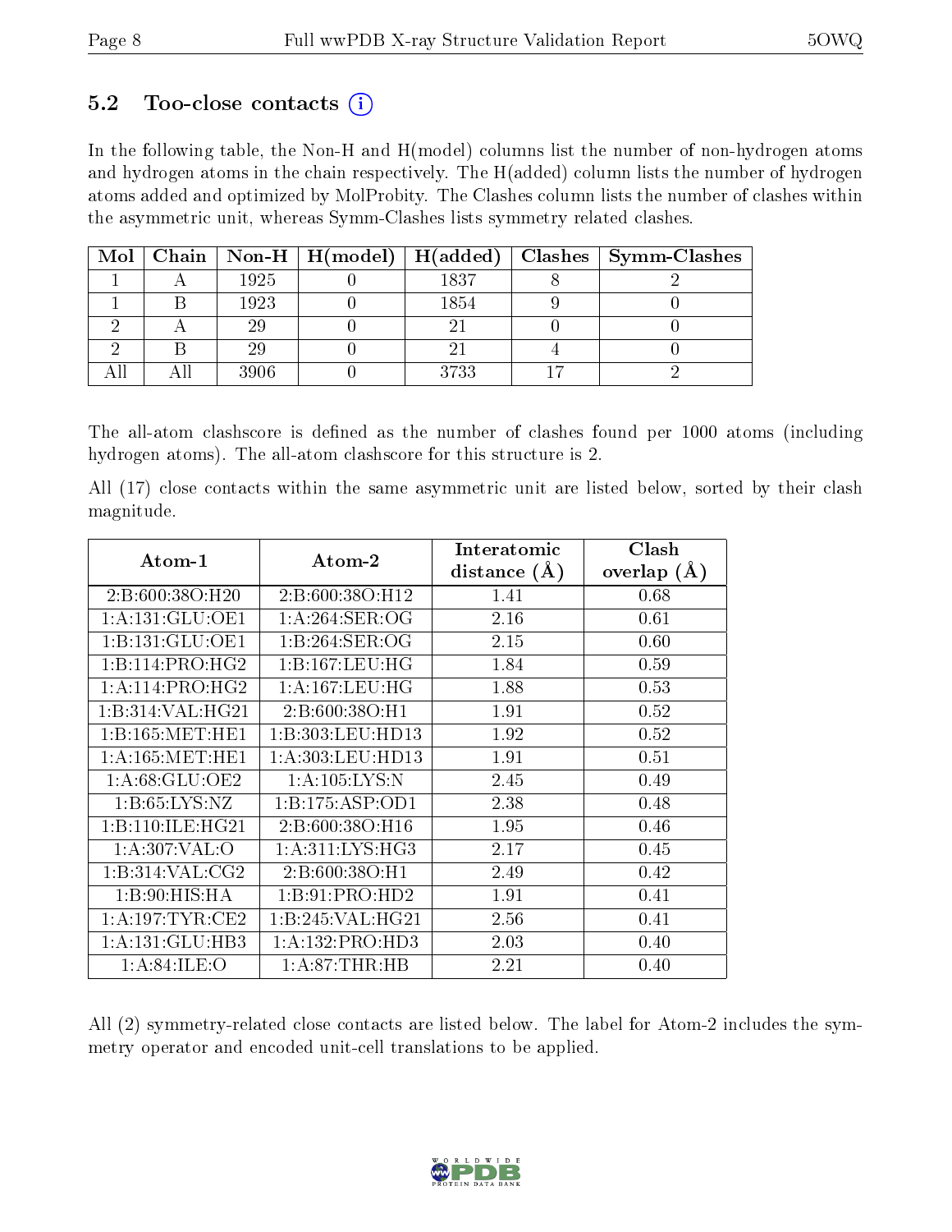## 5.2 Too-close contacts (i)

In the following table, the Non-H and H(model) columns list the number of non-hydrogen atoms and hydrogen atoms in the chain respectively. The H(added) column lists the number of hydrogen atoms added and optimized by MolProbity. The Clashes column lists the number of clashes within the asymmetric unit, whereas Symm-Clashes lists symmetry related clashes.

| Mol | Chain | Non-H | H(model) | H(added) | Clashes | Symm-Clashes |
|---|---|---|---|---|---|---|
| 1 | A | 1925 | 0 | 1837 | 8 | 2 |
| 1 | B | 1923 | 0 | 1854 | 9 | 0 |
| 2 | A | 29 | 0 | 21 | 0 | 0 |
| 2 | B | 29 | 0 | 21 | 4 | 0 |
| All | All | 3906 | 0 | 3733 | 17 | 2 |

The all-atom clashscore is defined as the number of clashes found per 1000 atoms (including hydrogen atoms). The all-atom clashscore for this structure is 2.

All (17) close contacts within the same asymmetric unit are listed below, sorted by their clash magnitude.

| Atom-1 | Atom-2 | Interatomic distance (Å) | Clash overlap (Å) |
|---|---|---|---|
| 2:B:600:38O:H20 | 2:B:600:38O:H12 | 1.41 | 0.68 |
| 1:A:131:GLU:OE1 | 1:A:264:SER:OG | 2.16 | 0.61 |
| 1:B:131:GLU:OE1 | 1:B:264:SER:OG | 2.15 | 0.60 |
| 1:B:114:PRO:HG2 | 1:B:167:LEU:HG | 1.84 | 0.59 |
| 1:A:114:PRO:HG2 | 1:A:167:LEU:HG | 1.88 | 0.53 |
| 1:B:314:VAL:HG21 | 2:B:600:38O:H1 | 1.91 | 0.52 |
| 1:B:165:MET:HE1 | 1:B:303:LEU:HD13 | 1.92 | 0.52 |
| 1:A:165:MET:HE1 | 1:A:303:LEU:HD13 | 1.91 | 0.51 |
| 1:A:68:GLU:OE2 | 1:A:105:LYS:N | 2.45 | 0.49 |
| 1:B:65:LYS:NZ | 1:B:175:ASP:OD1 | 2.38 | 0.48 |
| 1:B:110:ILE:HG21 | 2:B:600:38O:H16 | 1.95 | 0.46 |
| 1:A:307:VAL:O | 1:A:311:LYS:HG3 | 2.17 | 0.45 |
| 1:B:314:VAL:CG2 | 2:B:600:38O:H1 | 2.49 | 0.42 |
| 1:B:90:HIS:HA | 1:B:91:PRO:HD2 | 1.91 | 0.41 |
| 1:A:197:TYR:CE2 | 1:B:245:VAL:HG21 | 2.56 | 0.41 |
| 1:A:131:GLU:HB3 | 1:A:132:PRO:HD3 | 2.03 | 0.40 |
| 1:A:84:ILE:O | 1:A:87:THR:HB | 2.21 | 0.40 |

All (2) symmetry-related close contacts are listed below. The label for Atom-2 includes the symmetry operator and encoded unit-cell translations to be applied.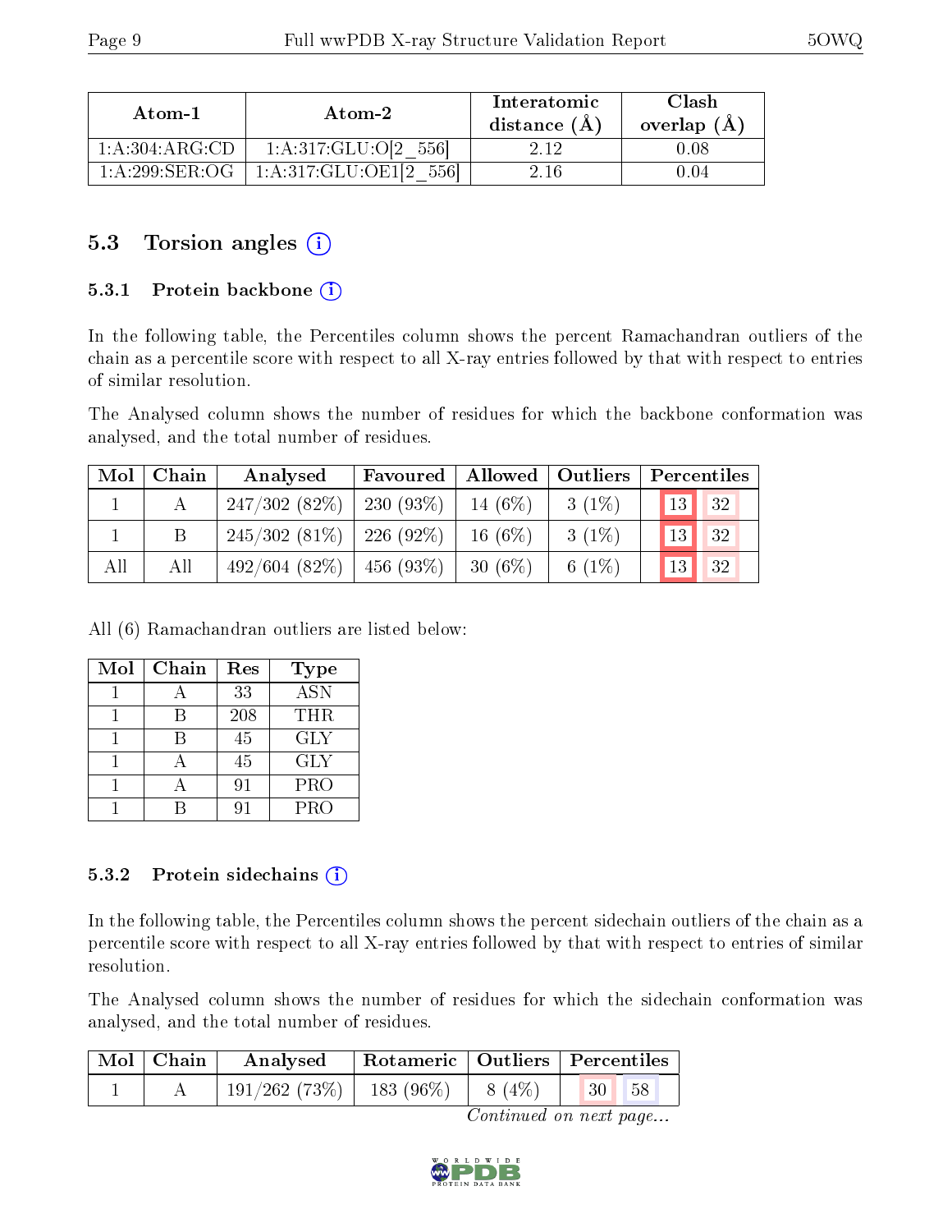| Atom-1 | Atom-2 | Interatomic distance (Å) | Clash overlap (Å) |
|---|---|---|---|
| 1:A:304:ARG:CD | 1:A:317:GLU:O[2_556] | 2.12 | 0.08 |
| 1:A:299:SER:OG | 1:A:317:GLU:OE1[2_556] | 2.16 | 0.04 |

## 5.3 Torsion angles (i)

### 5.3.1 Protein backbone (i)

In the following table, the Percentiles column shows the percent Ramachandran outliers of the chain as a percentile score with respect to all X-ray entries followed by that with respect to entries of similar resolution.

The Analysed column shows the number of residues for which the backbone conformation was analysed, and the total number of residues.

| Mol | Chain | Analysed | Favoured | Allowed | Outliers | Percentiles | |
|---|---|---|---|---|---|---|---|
| 1 | A | 247/302 (82%) | 230 (93%) | 14 (6%) | 3 (1%) | 13 | 32 |
| 1 | B | 245/302 (81%) | 226 (92%) | 16 (6%) | 3 (1%) | 13 | 32 |
| All | All | 492/604 (82%) | 456 (93%) | 30 (6%) | 6 (1%) | 13 | 32 |

All (6) Ramachandran outliers are listed below:

| Mol | Chain | Res | Type |
|---|---|---|---|
| 1 | A | 33 | ASN |
| 1 | B | 208 | THR |
| 1 | B | 45 | GLY |
| 1 | A | 45 | GLY |
| 1 | A | 91 | PRO |
| 1 | B | 91 | PRO |

### 5.3.2 Protein sidechains (i)

In the following table, the Percentiles column shows the percent sidechain outliers of the chain as a percentile score with respect to all X-ray entries followed by that with respect to entries of similar resolution.

The Analysed column shows the number of residues for which the sidechain conformation was analysed, and the total number of residues.

| Mol | Chain | Analysed | Rotameric | Outliers | Percentiles | |
|---|---|---|---|---|---|---|
| 1 | A | 191/262 (73%) | 183 (96%) | 8 (4%) | 30 | 58 |

*Continued on next page...*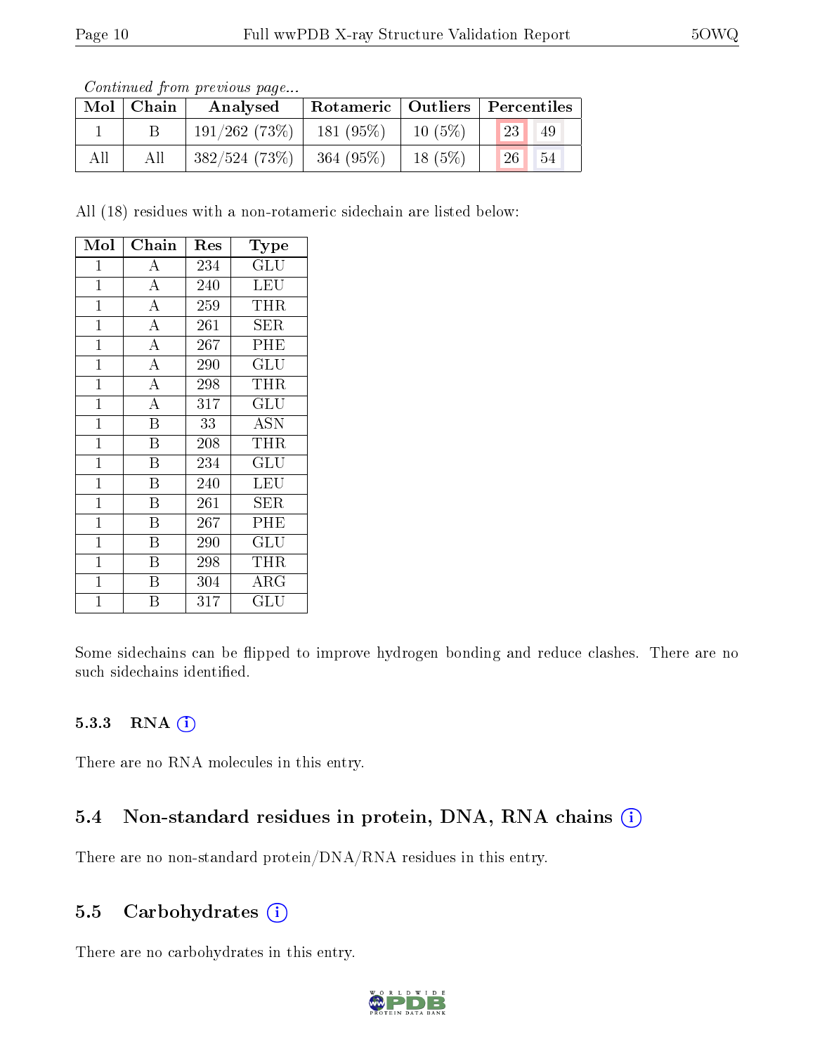*Continued from previous page...*

| Mol | Chain | Analysed | Rotameric | Outliers | Percentiles | |
|---|---|---|---|---|---|---|
| 1 | B | 191/262 (73%) | 181 (95%) | 10 (5%) | 23 | 49 |
| All | All | 382/524 (73%) | 364 (95%) | 18 (5%) | 26 | 54 |

All (18) residues with a non-rotameric sidechain are listed below:

| Mol | Chain | Res | Type |
|---|---|---|---|
| 1 | A | 234 | GLU |
| 1 | A | 240 | LEU |
| 1 | A | 259 | THR |
| 1 | A | 261 | SER |
| 1 | A | 267 | PHE |
| 1 | A | 290 | GLU |
| 1 | A | 298 | THR |
| 1 | A | 317 | GLU |
| 1 | B | 33 | ASN |
| 1 | B | 208 | THR |
| 1 | B | 234 | GLU |
| 1 | B | 240 | LEU |
| 1 | B | 261 | SER |
| 1 | B | 267 | PHE |
| 1 | B | 290 | GLU |
| 1 | B | 298 | THR |
| 1 | B | 304 | ARG |
| 1 | B | 317 | GLU |

Some sidechains can be flipped to improve hydrogen bonding and reduce clashes. There are no such sidechains identified.

### 5.3.3 RNA

There are no RNA molecules in this entry.

## 5.4 Non-standard residues in protein, DNA, RNA chains

There are no non-standard protein/DNA/RNA residues in this entry.

## 5.5 Carbohydrates

There are no carbohydrates in this entry.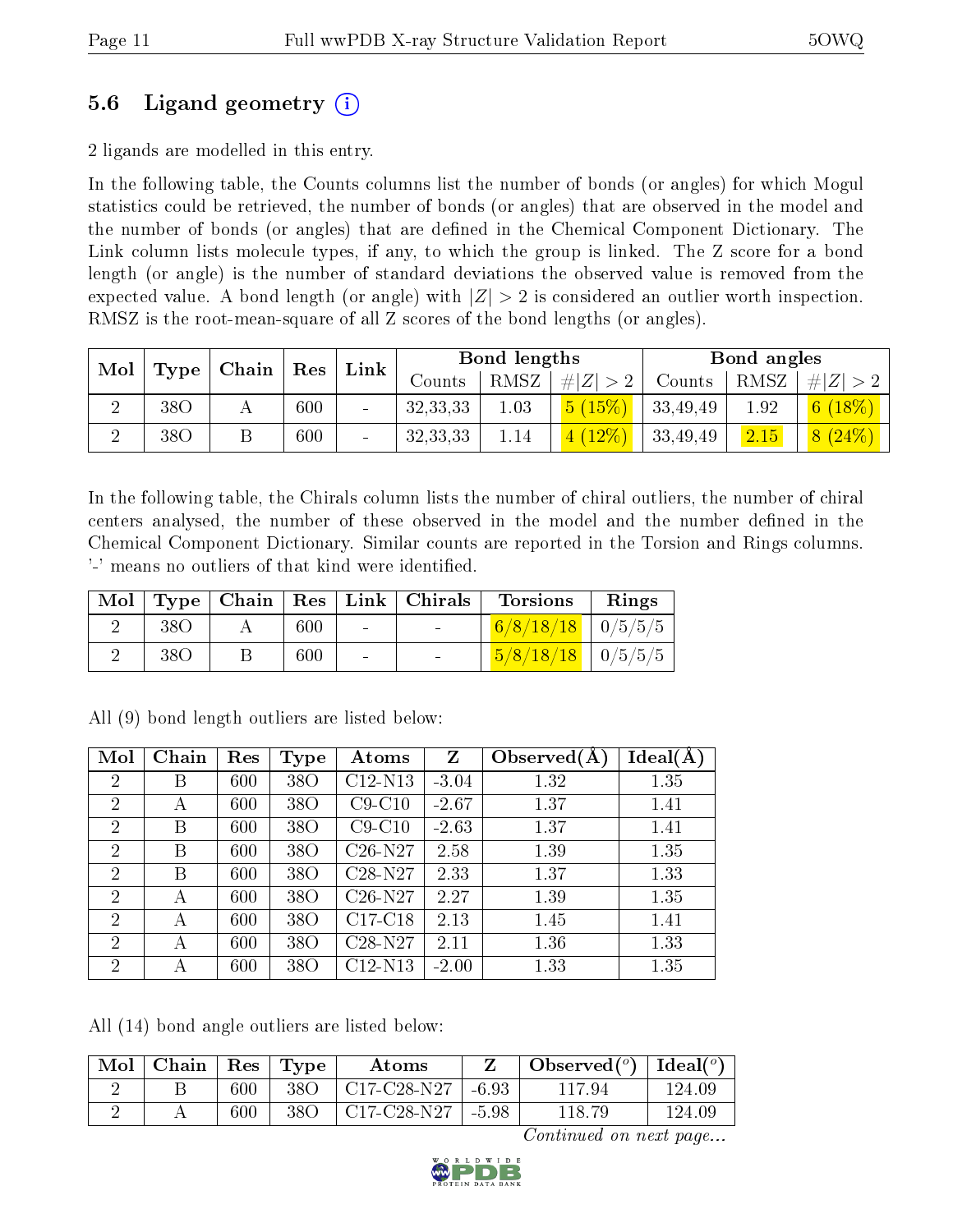## 5.6 Ligand geometry (i)

2 ligands are modelled in this entry.

In the following table, the Counts columns list the number of bonds (or angles) for which Mogul statistics could be retrieved, the number of bonds (or angles) that are observed in the model and the number of bonds (or angles) that are defined in the Chemical Component Dictionary. The Link column lists molecule types, if any, to which the group is linked. The Z score for a bond length (or angle) is the number of standard deviations the observed value is removed from the expected value. A bond length (or angle) with $|Z| > 2$ is considered an outlier worth inspection. RMSZ is the root-mean-square of all Z scores of the bond lengths (or angles).

| Mol | Type | Chain | Res | Link | Bond lengths | | | Bond angles | | |
|---|---|---|---|---|---|---|---|---|---|---|
| | | | | | Counts | RMSZ | $\#\|Z\| > 2$ | Counts | RMSZ | $\#\|Z\| > 2$ |
| 2 | 38O | A | 600 | - | 32,33,33 | 1.03 | 5 (15%) | 33,49,49 | 1.92 | 6 (18%) |
| 2 | 38O | B | 600 | - | 32,33,33 | 1.14 | 4 (12%) | 33,49,49 | 2.15 | 8 (24%) |

In the following table, the Chirals column lists the number of chiral outliers, the number of chiral centers analysed, the number of these observed in the model and the number defined in the Chemical Component Dictionary. Similar counts are reported in the Torsion and Rings columns. '-' means no outliers of that kind were identified.

| Mol | Type | Chain | Res | Link | Chirals | Torsions | Rings |
|---|---|---|---|---|---|---|---|
| 2 | 38O | A | 600 | - | - | 6/8/18/18 | 0/5/5/5 |
| 2 | 38O | B | 600 | - | - | 5/8/18/18 | 0/5/5/5 |

All (9) bond length outliers are listed below:

| Mol | Chain | Res | Type | Atoms | Z | Observed(Å) | Ideal(Å) |
|---|---|---|---|---|---|---|---|
| 2 | B | 600 | 38O | C12-N13 | -3.04 | 1.32 | 1.35 |
| 2 | A | 600 | 38O | C9-C10 | -2.67 | 1.37 | 1.41 |
| 2 | B | 600 | 38O | C9-C10 | -2.63 | 1.37 | 1.41 |
| 2 | B | 600 | 38O | C26-N27 | 2.58 | 1.39 | 1.35 |
| 2 | B | 600 | 38O | C28-N27 | 2.33 | 1.37 | 1.33 |
| 2 | A | 600 | 38O | C26-N27 | 2.27 | 1.39 | 1.35 |
| 2 | A | 600 | 38O | C17-C18 | 2.13 | 1.45 | 1.41 |
| 2 | A | 600 | 38O | C28-N27 | 2.11 | 1.36 | 1.33 |
| 2 | A | 600 | 38O | C12-N13 | -2.00 | 1.33 | 1.35 |

All (14) bond angle outliers are listed below:

| Mol | Chain | Res | Type | Atoms | Z | Observed(°) | Ideal(°) |
|---|---|---|---|---|---|---|---|
| 2 | B | 600 | 38O | C17-C28-N27 | -6.93 | 117.94 | 124.09 |
| 2 | A | 600 | 38O | C17-C28-N27 | -5.98 | 118.79 | 124.09 |

*Continued on next page...*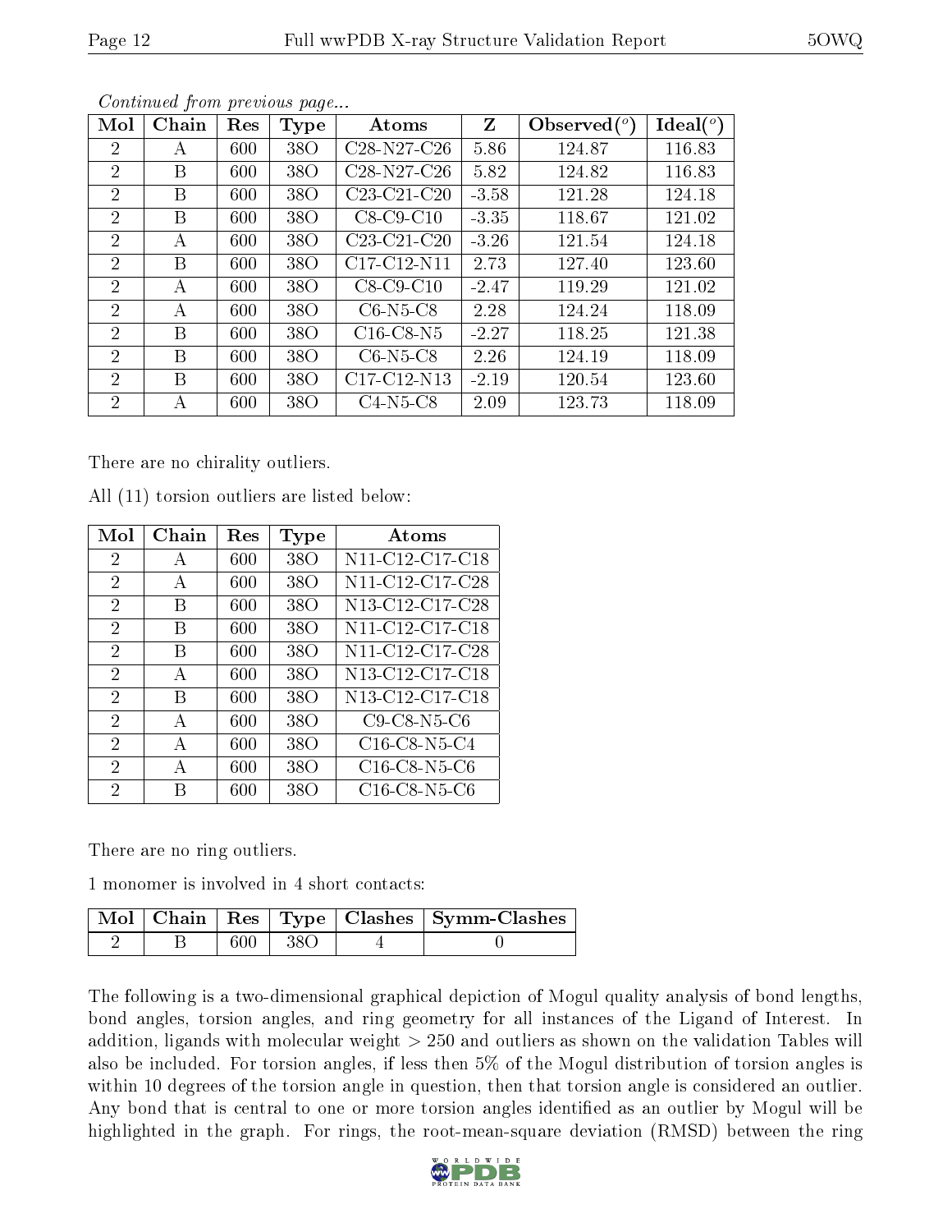*Continued from previous page...*

| Mol | Chain | Res | Type | Atoms | Z | Observed(°) | Ideal(°) |
|---|---|---|---|---|---|---|---|
| 2 | A | 600 | 38O | C28-N27-C26 | 5.86 | 124.87 | 116.83 |
| 2 | B | 600 | 38O | C28-N27-C26 | 5.82 | 124.82 | 116.83 |
| 2 | B | 600 | 38O | C23-C21-C20 | -3.58 | 121.28 | 124.18 |
| 2 | B | 600 | 38O | C8-C9-C10 | -3.35 | 118.67 | 121.02 |
| 2 | A | 600 | 38O | C23-C21-C20 | -3.26 | 121.54 | 124.18 |
| 2 | B | 600 | 38O | C17-C12-N11 | 2.73 | 127.40 | 123.60 |
| 2 | A | 600 | 38O | C8-C9-C10 | -2.47 | 119.29 | 121.02 |
| 2 | A | 600 | 38O | C6-N5-C8 | 2.28 | 124.24 | 118.09 |
| 2 | B | 600 | 38O | C16-C8-N5 | -2.27 | 118.25 | 121.38 |
| 2 | B | 600 | 38O | C6-N5-C8 | 2.26 | 124.19 | 118.09 |
| 2 | B | 600 | 38O | C17-C12-N13 | -2.19 | 120.54 | 123.60 |
| 2 | A | 600 | 38O | C4-N5-C8 | 2.09 | 123.73 | 118.09 |

There are no chirality outliers.

All (11) torsion outliers are listed below:

| Mol | Chain | Res | Type | Atoms |
|---|---|---|---|---|
| 2 | A | 600 | 38O | N11-C12-C17-C18 |
| 2 | A | 600 | 38O | N11-C12-C17-C28 |
| 2 | B | 600 | 38O | N13-C12-C17-C28 |
| 2 | B | 600 | 38O | N11-C12-C17-C18 |
| 2 | B | 600 | 38O | N11-C12-C17-C28 |
| 2 | A | 600 | 38O | N13-C12-C17-C18 |
| 2 | B | 600 | 38O | N13-C12-C17-C18 |
| 2 | A | 600 | 38O | C9-C8-N5-C6 |
| 2 | A | 600 | 38O | C16-C8-N5-C4 |
| 2 | A | 600 | 38O | C16-C8-N5-C6 |
| 2 | B | 600 | 38O | C16-C8-N5-C6 |

There are no ring outliers.

1 monomer is involved in 4 short contacts:

| Mol | Chain | Res | Type | Clashes | Symm-Clashes |
|---|---|---|---|---|---|
| 2 | B | 600 | 38O | 4 | 0 |

The following is a two-dimensional graphical depiction of Mogul quality analysis of bond lengths, bond angles, torsion angles, and ring geometry for all instances of the Ligand of Interest. In addition, ligands with molecular weight > 250 and outliers as shown on the validation Tables will also be included. For torsion angles, if less then 5% of the Mogul distribution of torsion angles is within 10 degrees of the torsion angle in question, then that torsion angle is considered an outlier. Any bond that is central to one or more torsion angles identified as an outlier by Mogul will be highlighted in the graph. For rings, the root-mean-square deviation (RMSD) between the ring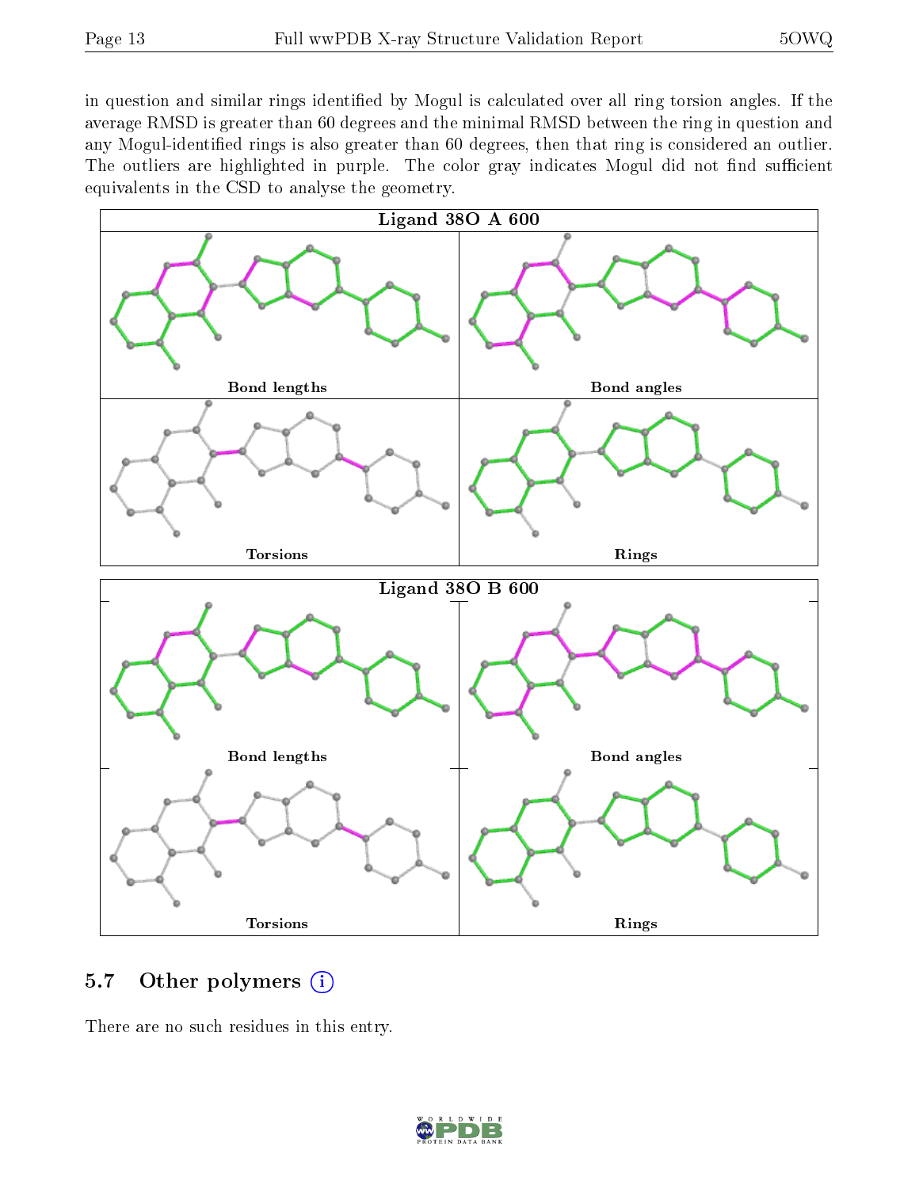in question and similar rings identified by Mogul is calculated over all ring torsion angles. If the average RMSD is greater than 60 degrees and the minimal RMSD between the ring in question and any Mogul-identified rings is also greater than 60 degrees, then that ring is considered an outlier. The outliers are highlighted in purple. The color gray indicates Mogul did not find sufficient equivalents in the CSD to analyse the geometry.

Ligand 38O A 600

Bond lengths

Bond angles

Torsions

Rings

Ligand 38O B 600

Bond lengths

Bond angles

Torsions

Rings

## 5.7 Other polymers (i)

There are no such residues in this entry.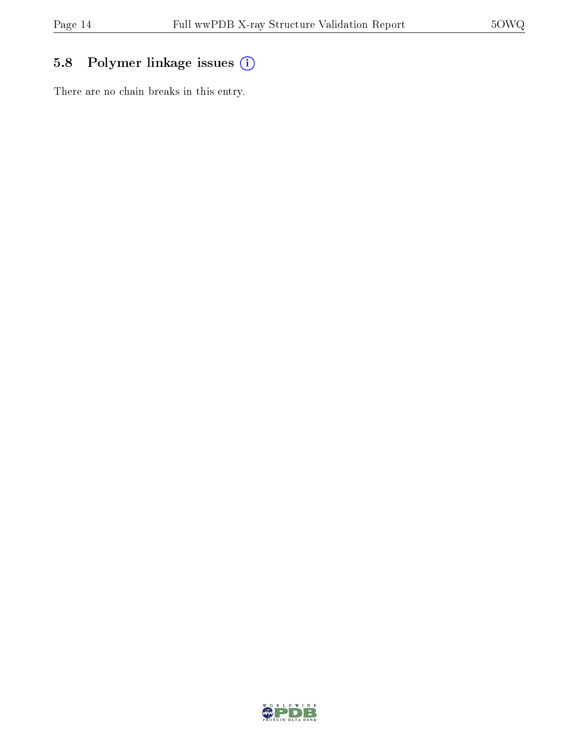### 5.8 Polymer linkage issues (i)

There are no chain breaks in this entry.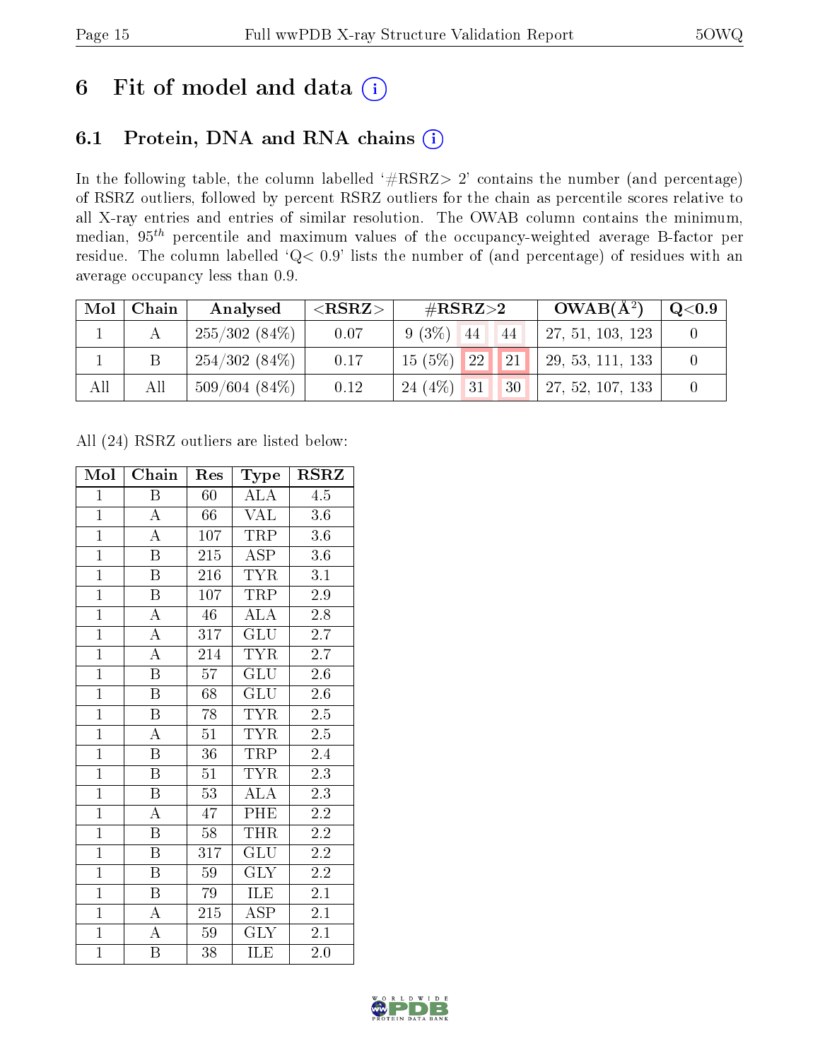# 6 Fit of model and data

## 6.1 Protein, DNA and RNA chains

In the following table, the column labelled '#RSRZ> 2' contains the number (and percentage) of RSRZ outliers, followed by percent RSRZ outliers for the chain as percentile scores relative to all X-ray entries and entries of similar resolution. The OWAB column contains the minimum, median, $95^{th}$ percentile and maximum values of the occupancy-weighted average B-factor per residue. The column labelled 'Q< 0.9' lists the number of (and percentage) of residues with an average occupancy less than 0.9.

| Mol | Chain | Analysed | <RSRZ> | #RSRZ>2 | | | OWAB(Å$^2$) | Q<0.9 |
|---|---|---|---|---|---|---|---|---|
| 1 | A | 255/302 (84%) | 0.07 | 9 (3%) | 44 | 44 | 27, 51, 103, 123 | 0 |
| 1 | B | 254/302 (84%) | 0.17 | 15 (5%) | 22 | 21 | 29, 53, 111, 133 | 0 |
| All | All | 509/604 (84%) | 0.12 | 24 (4%) | 31 | 30 | 27, 52, 107, 133 | 0 |

All (24) RSRZ outliers are listed below:

| Mol | Chain | Res | Type | RSRZ |
|---|---|---|---|---|
| 1 | B | 60 | ALA | 4.5 |
| 1 | A | 66 | VAL | 3.6 |
| 1 | A | 107 | TRP | 3.6 |
| 1 | B | 215 | ASP | 3.6 |
| 1 | B | 216 | TYR | 3.1 |
| 1 | B | 107 | TRP | 2.9 |
| 1 | A | 46 | ALA | 2.8 |
| 1 | A | 317 | GLU | 2.7 |
| 1 | A | 214 | TYR | 2.7 |
| 1 | B | 57 | GLU | 2.6 |
| 1 | B | 68 | GLU | 2.6 |
| 1 | B | 78 | TYR | 2.5 |
| 1 | A | 51 | TYR | 2.5 |
| 1 | B | 36 | TRP | 2.4 |
| 1 | B | 51 | TYR | 2.3 |
| 1 | B | 53 | ALA | 2.3 |
| 1 | A | 47 | PHE | 2.2 |
| 1 | B | 58 | THR | 2.2 |
| 1 | B | 317 | GLU | 2.2 |
| 1 | B | 59 | GLY | 2.2 |
| 1 | B | 79 | ILE | 2.1 |
| 1 | A | 215 | ASP | 2.1 |
| 1 | A | 59 | GLY | 2.1 |
| 1 | B | 38 | ILE | 2.0 |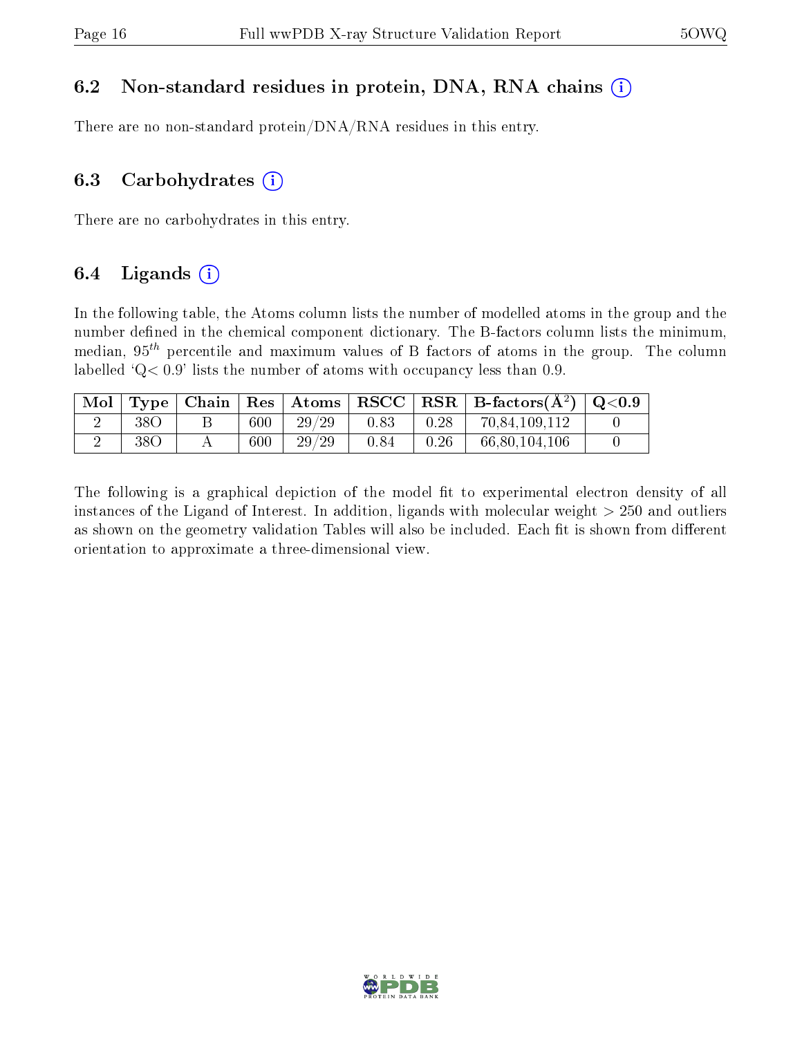### 6.2 Non-standard residues in protein, DNA, RNA chains

There are no non-standard protein/DNA/RNA residues in this entry.

### 6.3 Carbohydrates

There are no carbohydrates in this entry.

### 6.4 Ligands

In the following table, the Atoms column lists the number of modelled atoms in the group and the number defined in the chemical component dictionary. The B-factors column lists the minimum, median, $95^{th}$ percentile and maximum values of B factors of atoms in the group. The column labelled 'Q< 0.9' lists the number of atoms with occupancy less than 0.9.

| Mol | Type | Chain | Res | Atoms | RSCC | RSR | B-factors(Å$^2$) | Q<0.9 |
|---|---|---|---|---|---|---|---|---|
| 2 | 38O | B | 600 | 29/29 | 0.83 | 0.28 | 70,84,109,112 | 0 |
| 2 | 38O | A | 600 | 29/29 | 0.84 | 0.26 | 66,80,104,106 | 0 |

The following is a graphical depiction of the model fit to experimental electron density of all instances of the Ligand of Interest. In addition, ligands with molecular weight > 250 and outliers as shown on the geometry validation Tables will also be included. Each fit is shown from different orientation to approximate a three-dimensional view.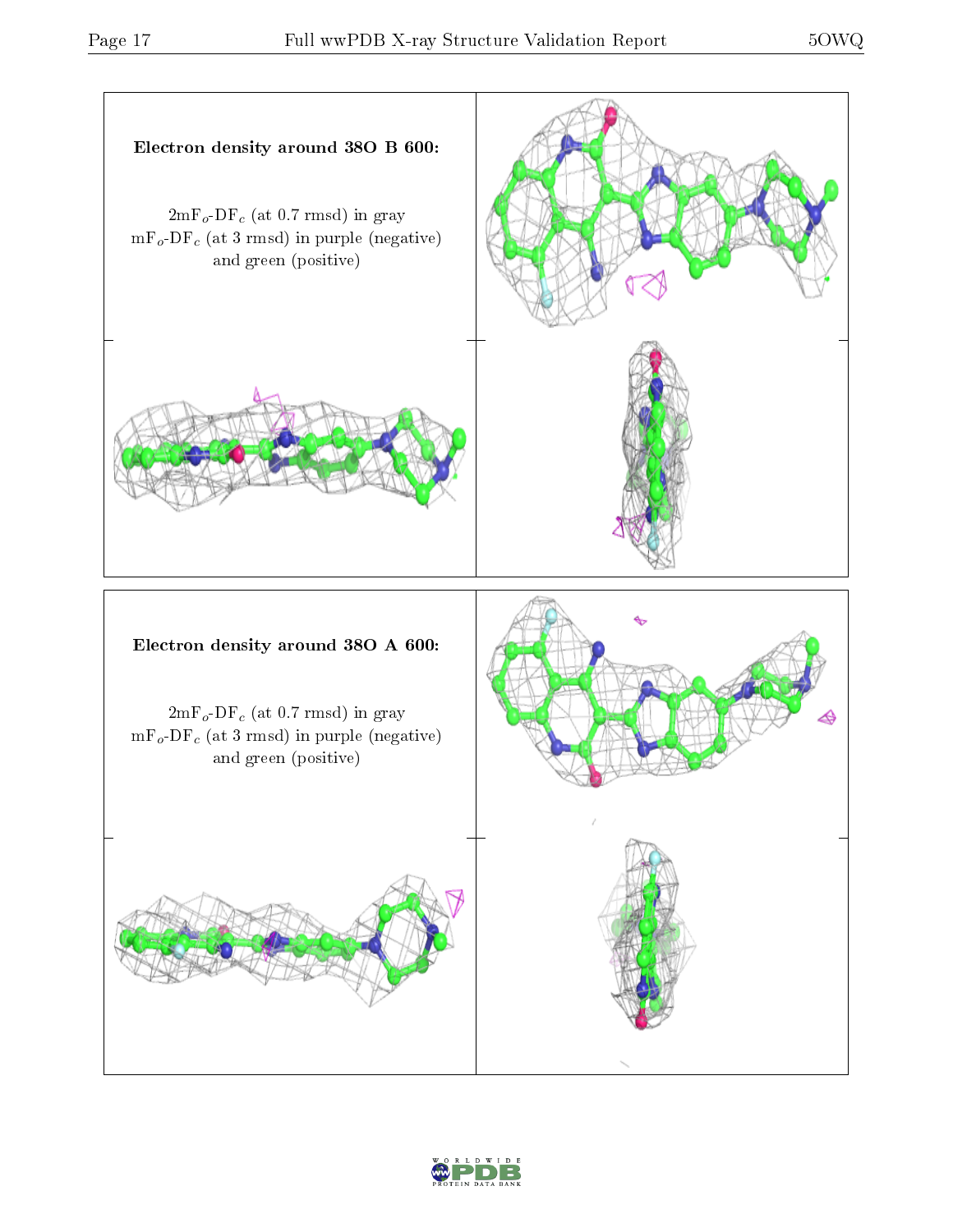**Electron density around 38O B 600:**

$2mF_o$-$DF_c$ (at 0.7 rmsd) in gray
$mF_o$-$DF_c$ (at 3 rmsd) in purple (negative) and green (positive)

**Electron density around 38O A 600:**

$2mF_o$-$DF_c$ (at 0.7 rmsd) in gray
$mF_o$-$DF_c$ (at 3 rmsd) in purple (negative) and green (positive)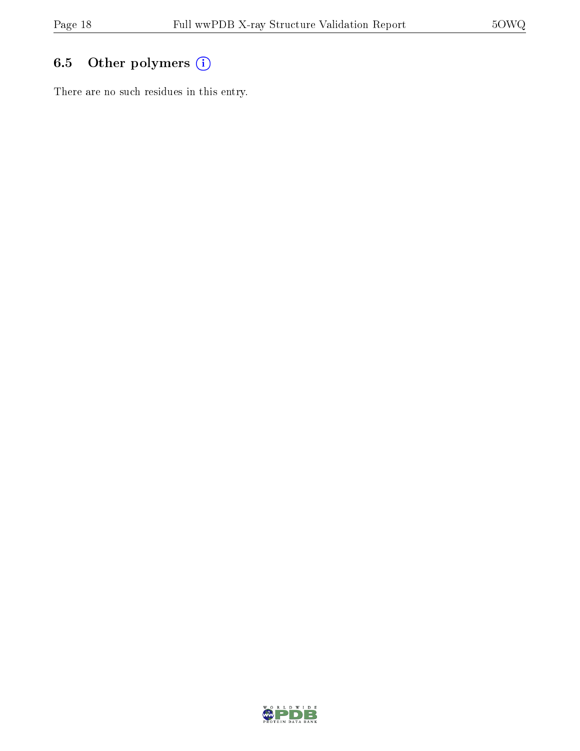### 6.5 Other polymers (i)

There are no such residues in this entry.